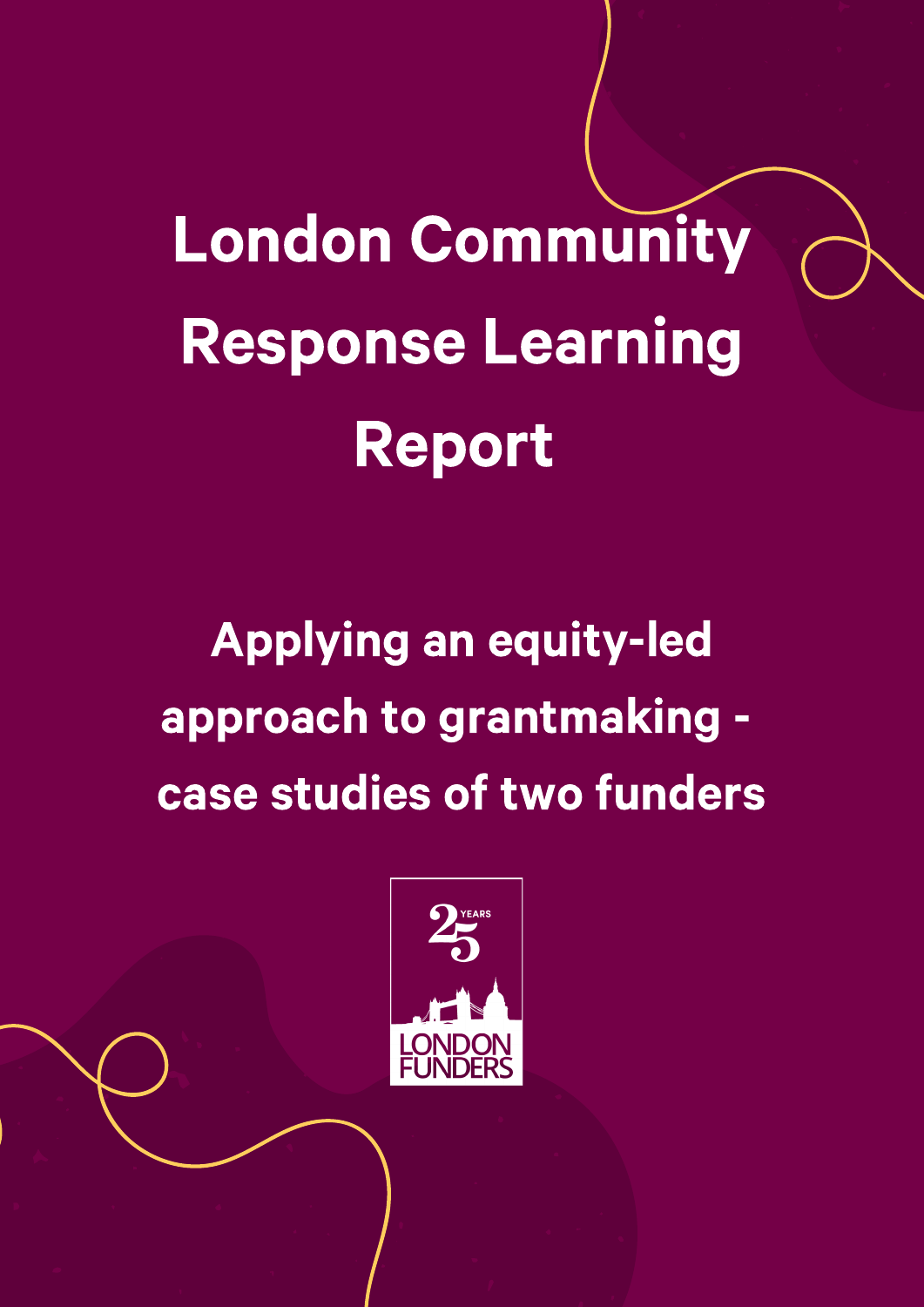# London Community Response Learning Report

## Applying an equity-led approach to grantmaking - case studies of two funders

25 YEARS

LONDON FUNDERS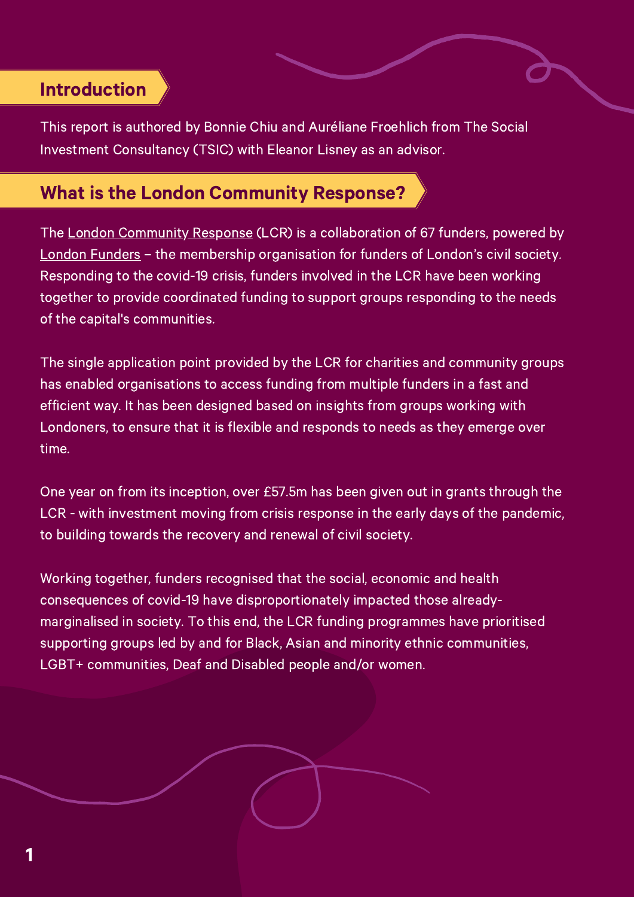## Introduction

This report is authored by Bonnie Chiu and Auréliane Froehlich from The Social Investment Consultancy (TSIC) with Eleanor Lisney as an advisor.

## What is the London Community Response?

The London Community Response (LCR) is a collaboration of 67 funders, powered by London Funders – the membership organisation for funders of London's civil society. Responding to the covid-19 crisis, funders involved in the LCR have been working together to provide coordinated funding to support groups responding to the needs of the capital's communities.

The single application point provided by the LCR for charities and community groups has enabled organisations to access funding from multiple funders in a fast and efficient way. It has been designed based on insights from groups working with Londoners, to ensure that it is flexible and responds to needs as they emerge over time.

One year on from its inception, over £57.5m has been given out in grants through the LCR - with investment moving from crisis response in the early days of the pandemic, to building towards the recovery and renewal of civil society.

Working together, funders recognised that the social, economic and health consequences of covid-19 have disproportionately impacted those already-marginalised in society. To this end, the LCR funding programmes have prioritised supporting groups led by and for Black, Asian and minority ethnic communities, LGBT+ communities, Deaf and Disabled people and/or women.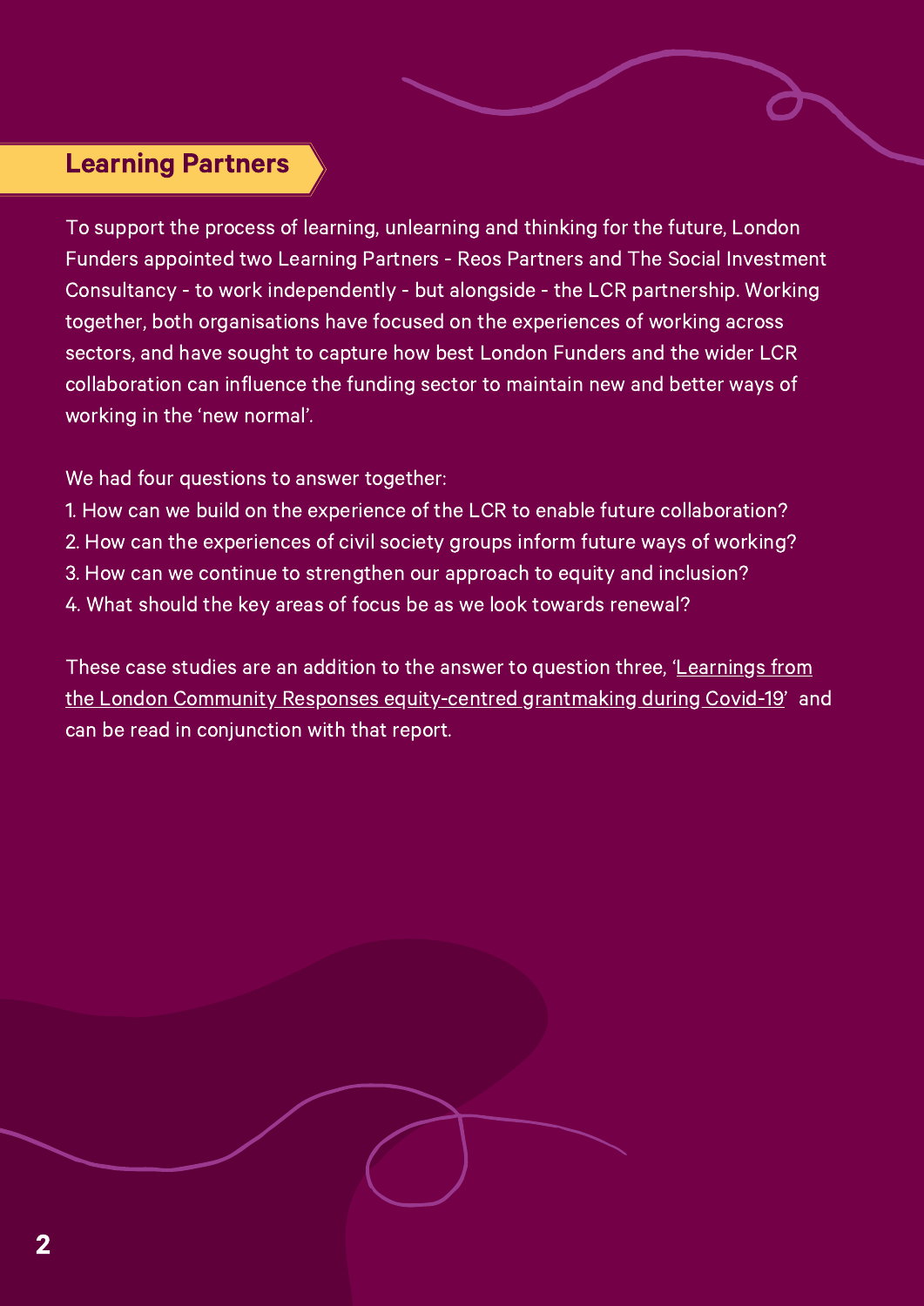## Learning Partners

To support the process of learning, unlearning and thinking for the future, London Funders appointed two Learning Partners - Reos Partners and The Social Investment Consultancy - to work independently - but alongside - the LCR partnership. Working together, both organisations have focused on the experiences of working across sectors, and have sought to capture how best London Funders and the wider LCR collaboration can influence the funding sector to maintain new and better ways of working in the 'new normal'.

We had four questions to answer together:

1. How can we build on the experience of the LCR to enable future collaboration?
2. How can the experiences of civil society groups inform future ways of working?
3. How can we continue to strengthen our approach to equity and inclusion?
4. What should the key areas of focus be as we look towards renewal?

These case studies are an addition to the answer to question three, 'Learnings from the London Community Responses equity-centred grantmaking during Covid-19' and can be read in conjunction with that report.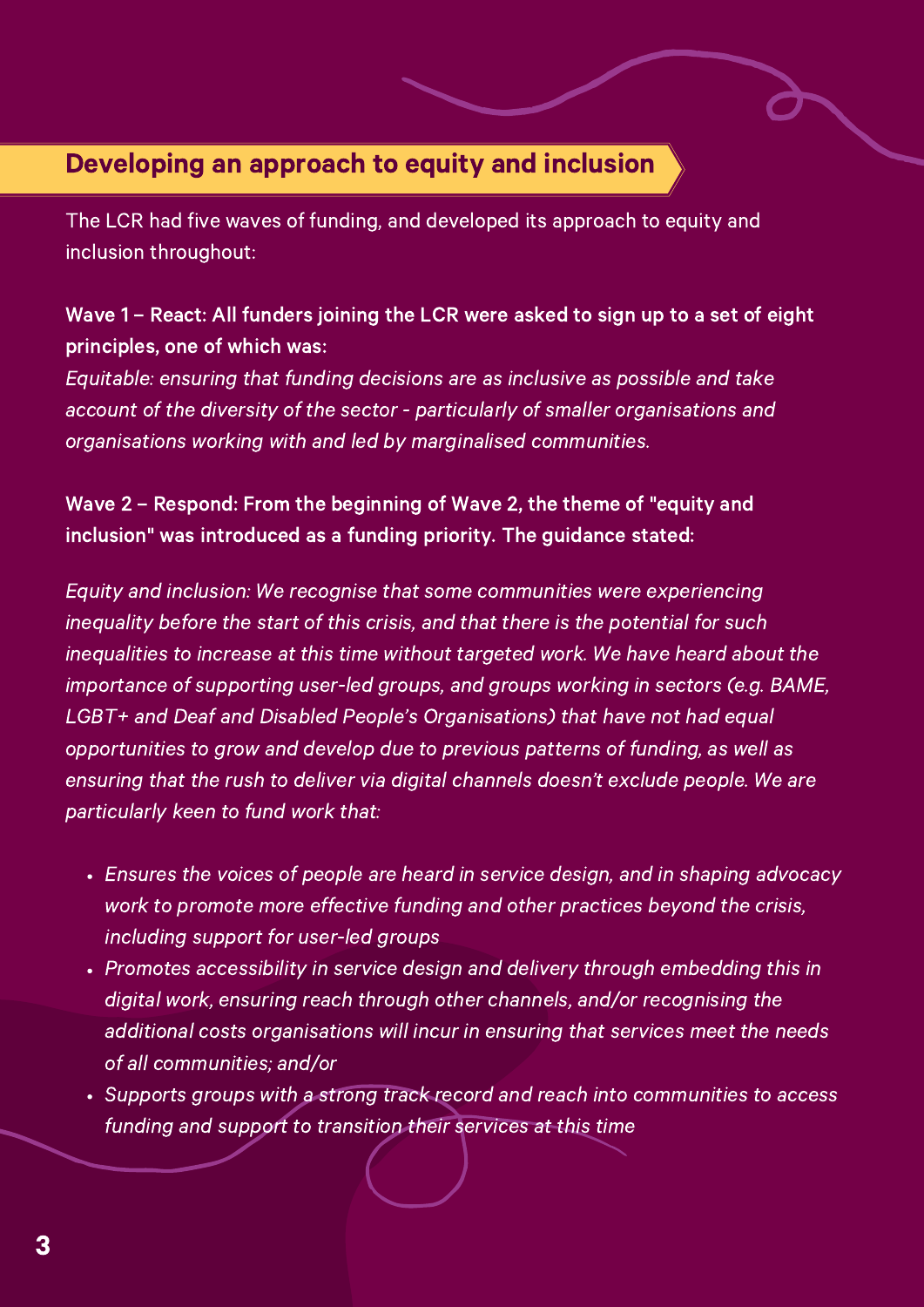## Developing an approach to equity and inclusion

The LCR had five waves of funding, and developed its approach to equity and inclusion throughout:

**Wave 1 – React: All funders joining the LCR were asked to sign up to a set of eight principles, one of which was:**

*Equitable: ensuring that funding decisions are as inclusive as possible and take account of the diversity of the sector - particularly of smaller organisations and organisations working with and led by marginalised communities.*

**Wave 2 – Respond: From the beginning of Wave 2, the theme of "equity and inclusion" was introduced as a funding priority. The guidance stated:**

*Equity and inclusion: We recognise that some communities were experiencing inequality before the start of this crisis, and that there is the potential for such inequalities to increase at this time without targeted work. We have heard about the importance of supporting user-led groups, and groups working in sectors (e.g. BAME, LGBT+ and Deaf and Disabled People's Organisations) that have not had equal opportunities to grow and develop due to previous patterns of funding, as well as ensuring that the rush to deliver via digital channels doesn't exclude people. We are particularly keen to fund work that:*

- *Ensures the voices of people are heard in service design, and in shaping advocacy work to promote more effective funding and other practices beyond the crisis, including support for user-led groups*
- *Promotes accessibility in service design and delivery through embedding this in digital work, ensuring reach through other channels, and/or recognising the additional costs organisations will incur in ensuring that services meet the needs of all communities; and/or*
- *Supports groups with a strong track record and reach into communities to access funding and support to transition their services at this time*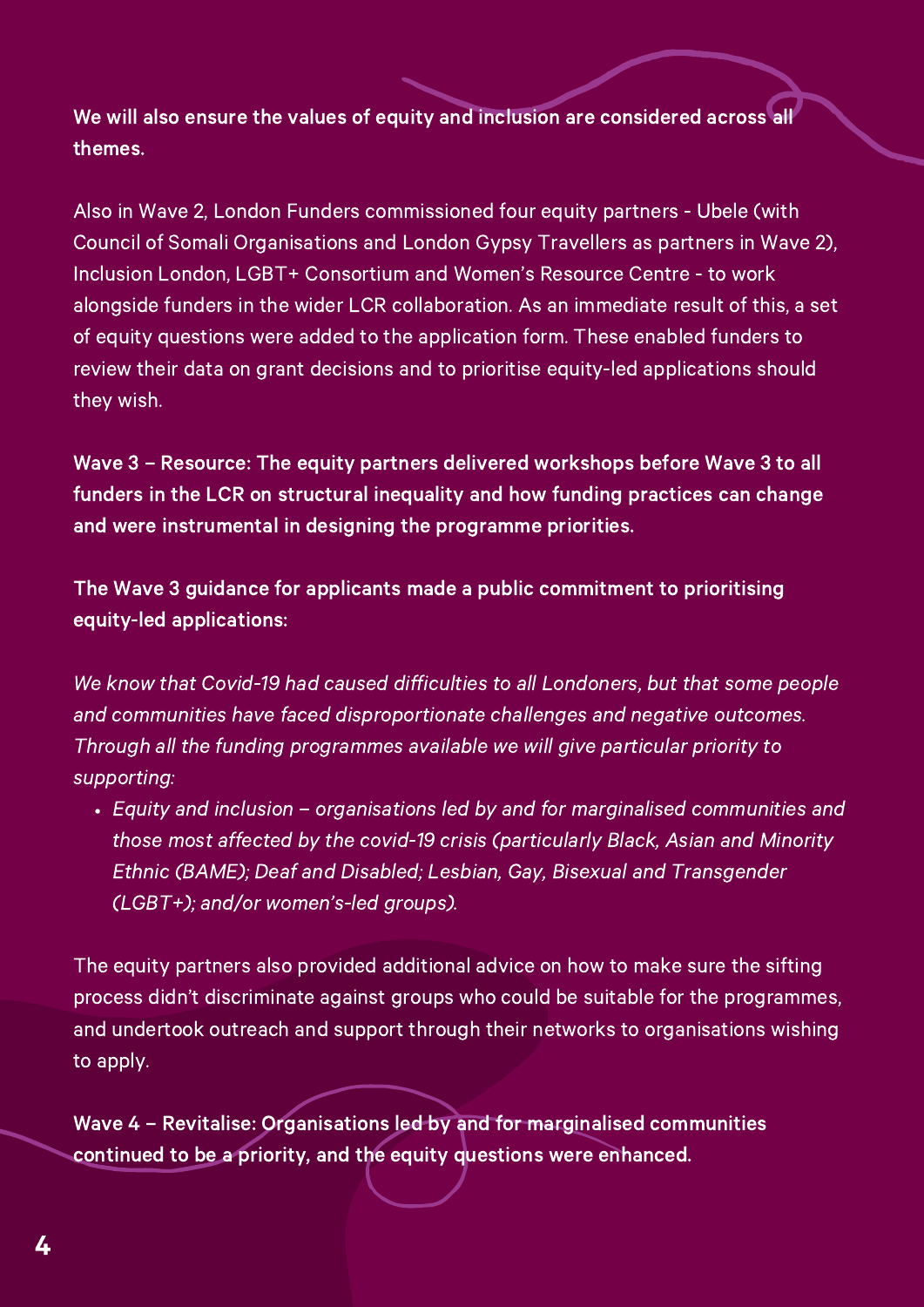**We will also ensure the values of equity and inclusion are considered across all themes.**

Also in Wave 2, London Funders commissioned four equity partners - Ubele (with Council of Somali Organisations and London Gypsy Travellers as partners in Wave 2), Inclusion London, LGBT+ Consortium and Women's Resource Centre - to work alongside funders in the wider LCR collaboration. As an immediate result of this, a set of equity questions were added to the application form. These enabled funders to review their data on grant decisions and to prioritise equity-led applications should they wish.

**Wave 3 – Resource: The equity partners delivered workshops before Wave 3 to all funders in the LCR on structural inequality and how funding practices can change and were instrumental in designing the programme priorities.**

**The Wave 3 guidance for applicants made a public commitment to prioritising equity-led applications:**

*We know that Covid-19 had caused difficulties to all Londoners, but that some people and communities have faced disproportionate challenges and negative outcomes. Through all the funding programmes available we will give particular priority to supporting:*

- *Equity and inclusion – organisations led by and for marginalised communities and those most affected by the covid-19 crisis (particularly Black, Asian and Minority Ethnic (BAME); Deaf and Disabled; Lesbian, Gay, Bisexual and Transgender (LGBT+); and/or women's-led groups).*

The equity partners also provided additional advice on how to make sure the sifting process didn't discriminate against groups who could be suitable for the programmes, and undertook outreach and support through their networks to organisations wishing to apply.

**Wave 4 – Revitalise: Organisations led by and for marginalised communities continued to be a priority, and the equity questions were enhanced.**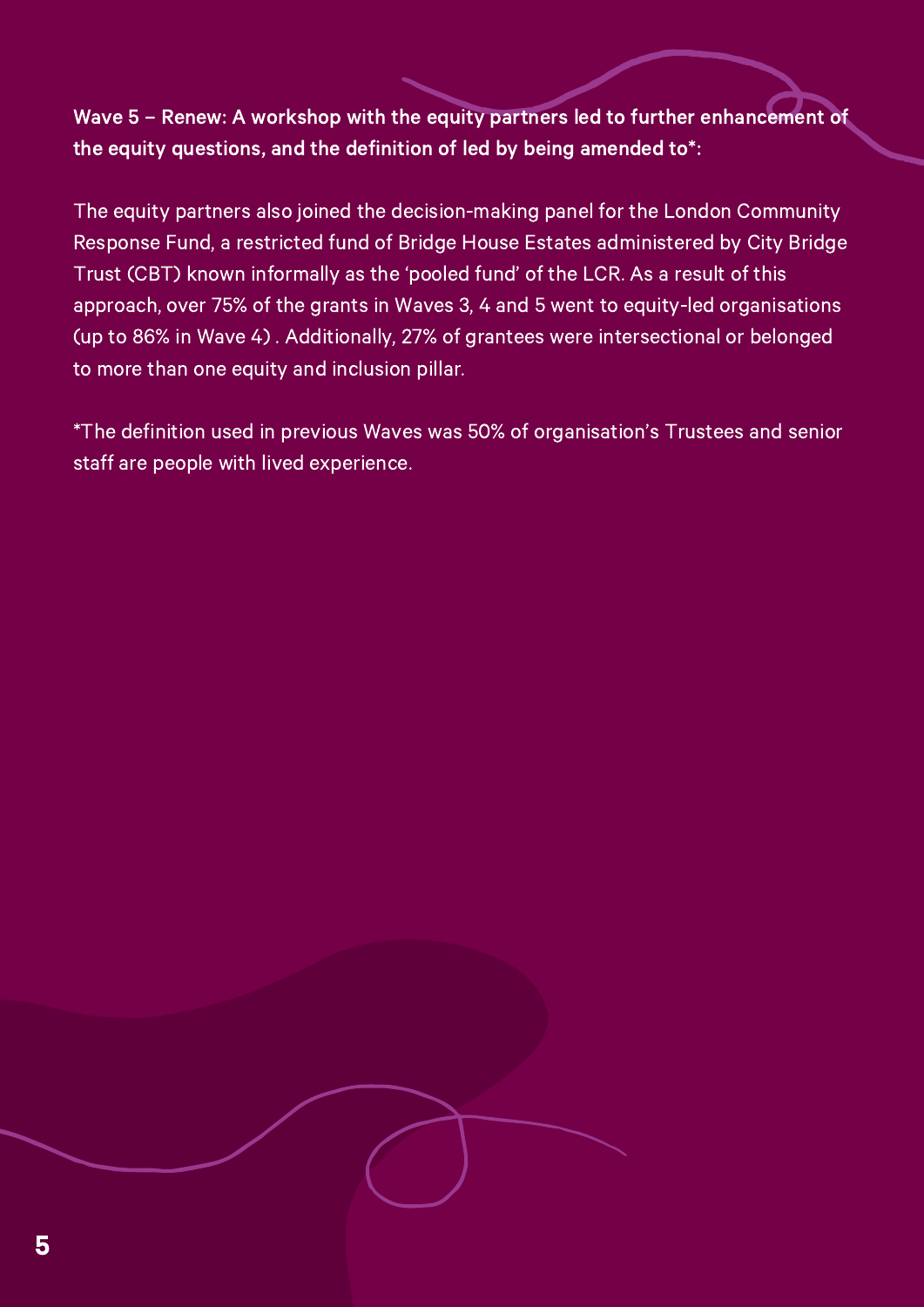**Wave 5 – Renew: A workshop with the equity partners led to further enhancement of the equity questions, and the definition of led by being amended to*:**

The equity partners also joined the decision-making panel for the London Community Response Fund, a restricted fund of Bridge House Estates administered by City Bridge Trust (CBT) known informally as the 'pooled fund' of the LCR. As a result of this approach, over 75% of the grants in Waves 3, 4 and 5 went to equity-led organisations (up to 86% in Wave 4) . Additionally, 27% of grantees were intersectional or belonged to more than one equity and inclusion pillar.

*The definition used in previous Waves was 50% of organisation's Trustees and senior staff are people with lived experience.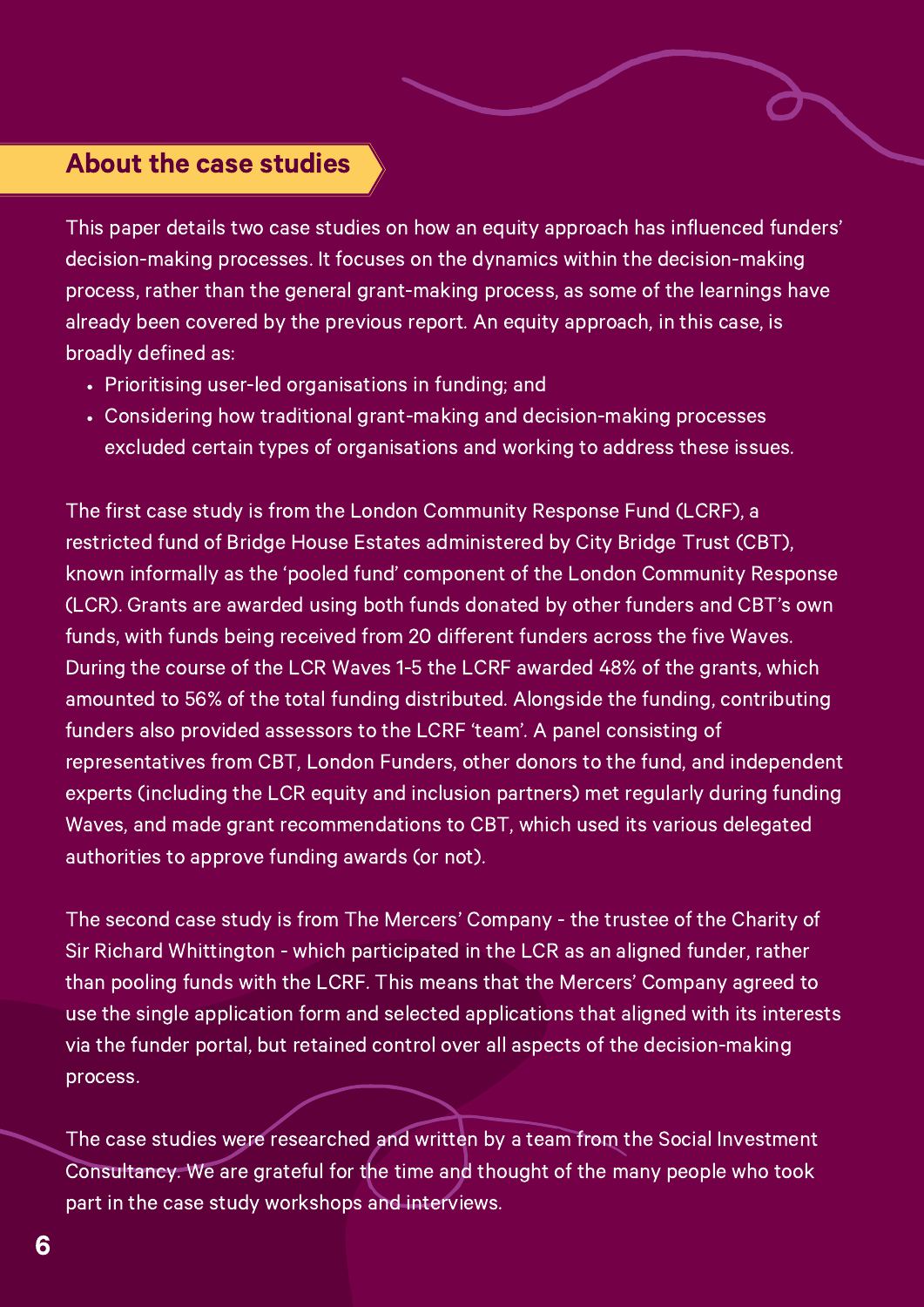## About the case studies

This paper details two case studies on how an equity approach has influenced funders' decision-making processes. It focuses on the dynamics within the decision-making process, rather than the general grant-making process, as some of the learnings have already been covered by the previous report. An equity approach, in this case, is broadly defined as:

- Prioritising user-led organisations in funding; and
- Considering how traditional grant-making and decision-making processes excluded certain types of organisations and working to address these issues.

The first case study is from the London Community Response Fund (LCRF), a restricted fund of Bridge House Estates administered by City Bridge Trust (CBT), known informally as the 'pooled fund' component of the London Community Response (LCR). Grants are awarded using both funds donated by other funders and CBT's own funds, with funds being received from 20 different funders across the five Waves. During the course of the LCR Waves 1-5 the LCRF awarded 48% of the grants, which amounted to 56% of the total funding distributed. Alongside the funding, contributing funders also provided assessors to the LCRF 'team'. A panel consisting of representatives from CBT, London Funders, other donors to the fund, and independent experts (including the LCR equity and inclusion partners) met regularly during funding Waves, and made grant recommendations to CBT, which used its various delegated authorities to approve funding awards (or not).

The second case study is from The Mercers' Company - the trustee of the Charity of Sir Richard Whittington - which participated in the LCR as an aligned funder, rather than pooling funds with the LCRF. This means that the Mercers' Company agreed to use the single application form and selected applications that aligned with its interests via the funder portal, but retained control over all aspects of the decision-making process.

The case studies were researched and written by a team from the Social Investment Consultancy. We are grateful for the time and thought of the many people who took part in the case study workshops and interviews.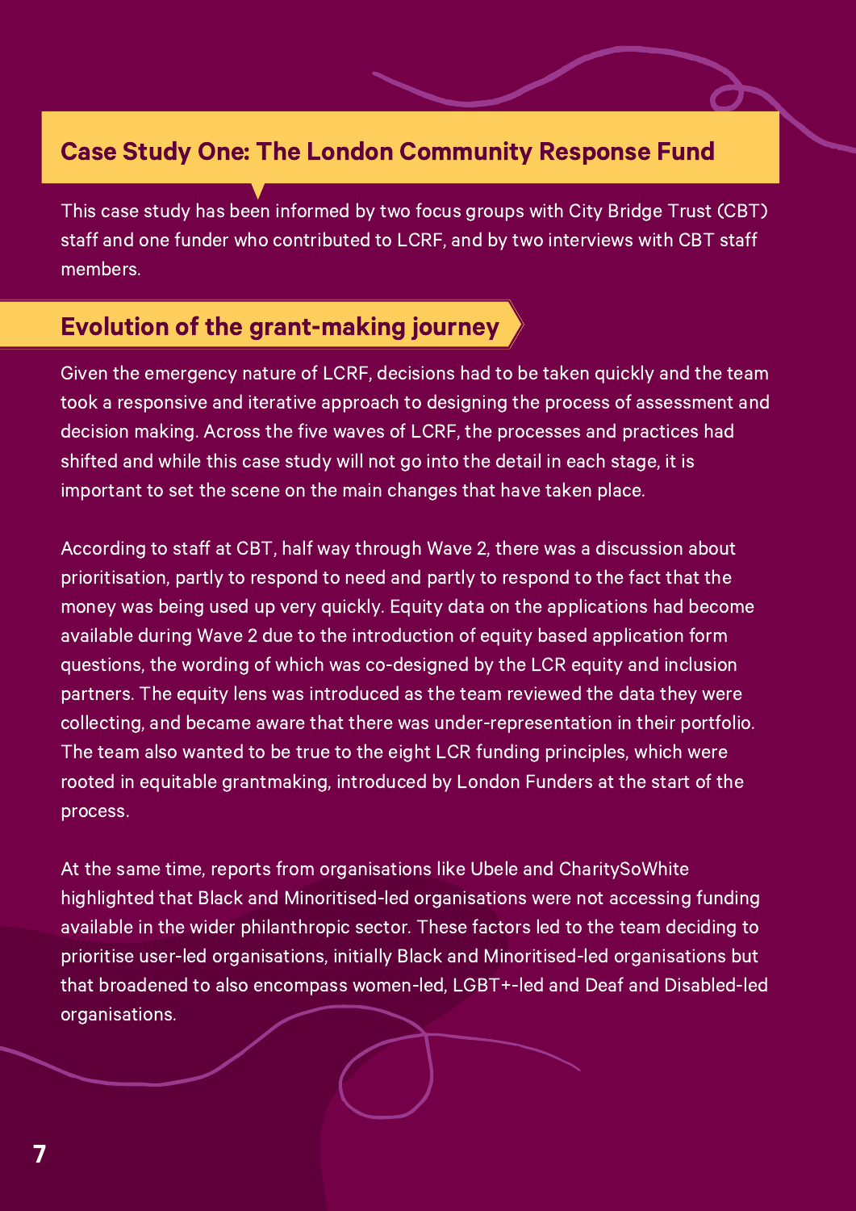## Case Study One: The London Community Response Fund

This case study has been informed by two focus groups with City Bridge Trust (CBT) staff and one funder who contributed to LCRF, and by two interviews with CBT staff members.

### Evolution of the grant-making journey

Given the emergency nature of LCRF, decisions had to be taken quickly and the team took a responsive and iterative approach to designing the process of assessment and decision making. Across the five waves of LCRF, the processes and practices had shifted and while this case study will not go into the detail in each stage, it is important to set the scene on the main changes that have taken place.

According to staff at CBT, half way through Wave 2, there was a discussion about prioritisation, partly to respond to need and partly to respond to the fact that the money was being used up very quickly. Equity data on the applications had become available during Wave 2 due to the introduction of equity based application form questions, the wording of which was co-designed by the LCR equity and inclusion partners. The equity lens was introduced as the team reviewed the data they were collecting, and became aware that there was under-representation in their portfolio. The team also wanted to be true to the eight LCR funding principles, which were rooted in equitable grantmaking, introduced by London Funders at the start of the process.

At the same time, reports from organisations like Ubele and CharitySoWhite highlighted that Black and Minoritised-led organisations were not accessing funding available in the wider philanthropic sector. These factors led to the team deciding to prioritise user-led organisations, initially Black and Minoritised-led organisations but that broadened to also encompass women-led, LGBT+-led and Deaf and Disabled-led organisations.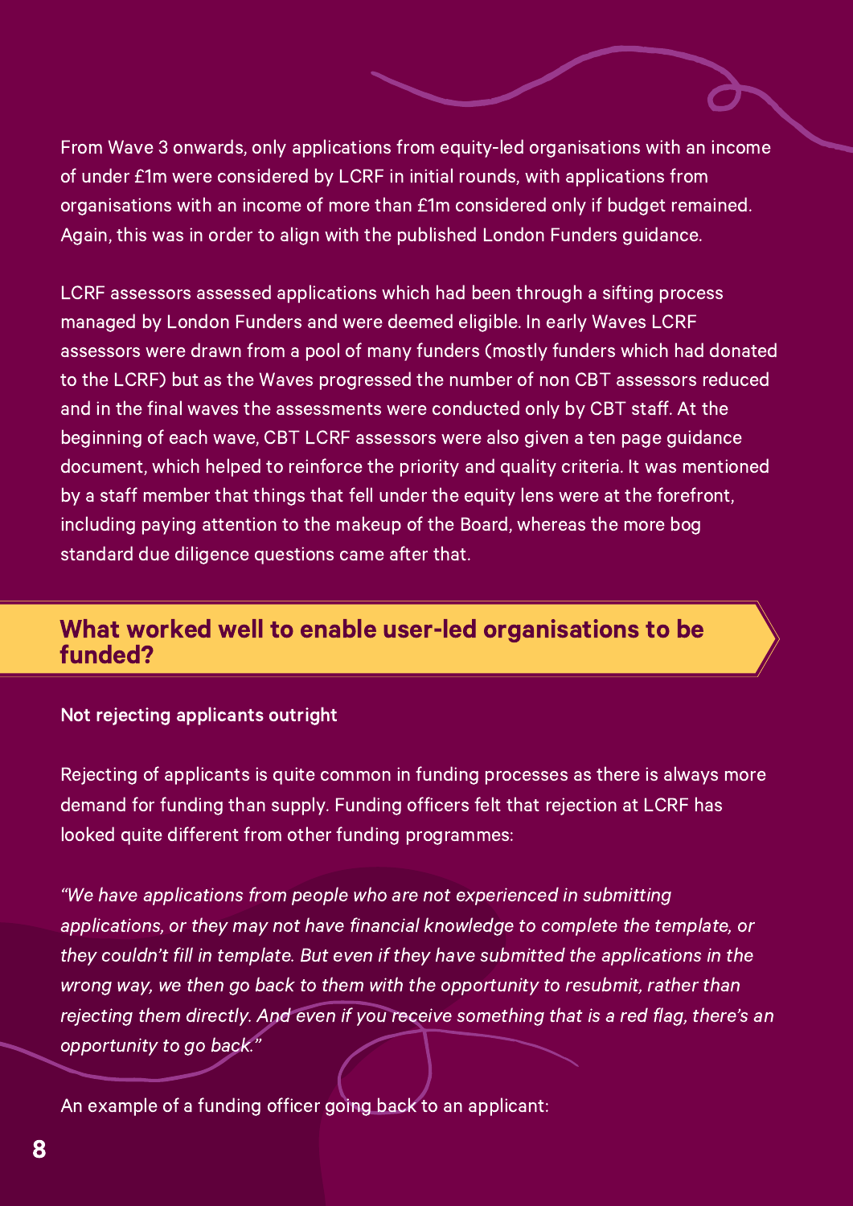From Wave 3 onwards, only applications from equity-led organisations with an income of under £1m were considered by LCRF in initial rounds, with applications from organisations with an income of more than £1m considered only if budget remained. Again, this was in order to align with the published London Funders guidance.

LCRF assessors assessed applications which had been through a sifting process managed by London Funders and were deemed eligible. In early Waves LCRF assessors were drawn from a pool of many funders (mostly funders which had donated to the LCRF) but as the Waves progressed the number of non CBT assessors reduced and in the final waves the assessments were conducted only by CBT staff. At the beginning of each wave, CBT LCRF assessors were also given a ten page guidance document, which helped to reinforce the priority and quality criteria. It was mentioned by a staff member that things that fell under the equity lens were at the forefront, including paying attention to the makeup of the Board, whereas the more bog standard due diligence questions came after that.

## What worked well to enable user-led organisations to be funded?

**Not rejecting applicants outright**

Rejecting of applicants is quite common in funding processes as there is always more demand for funding than supply. Funding officers felt that rejection at LCRF has looked quite different from other funding programmes:

*"We have applications from people who are not experienced in submitting applications, or they may not have financial knowledge to complete the template, or they couldn't fill in template. But even if they have submitted the applications in the wrong way, we then go back to them with the opportunity to resubmit, rather than rejecting them directly. And even if you receive something that is a red flag, there's an opportunity to go back."*

An example of a funding officer going back to an applicant: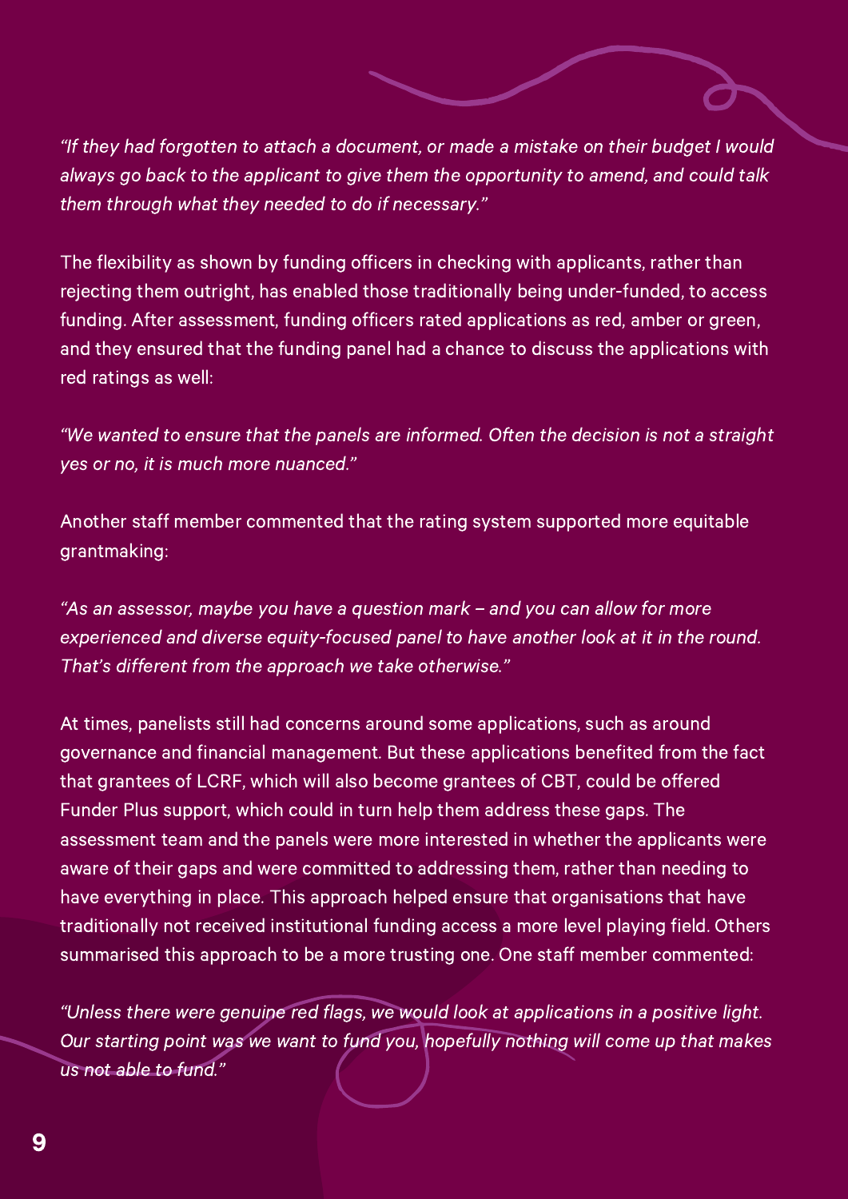*"If they had forgotten to attach a document, or made a mistake on their budget I would always go back to the applicant to give them the opportunity to amend, and could talk them through what they needed to do if necessary."*

The flexibility as shown by funding officers in checking with applicants, rather than rejecting them outright, has enabled those traditionally being under-funded, to access funding. After assessment, funding officers rated applications as red, amber or green, and they ensured that the funding panel had a chance to discuss the applications with red ratings as well:

*"We wanted to ensure that the panels are informed. Often the decision is not a straight yes or no, it is much more nuanced."*

Another staff member commented that the rating system supported more equitable grantmaking:

*"As an assessor, maybe you have a question mark – and you can allow for more experienced and diverse equity-focused panel to have another look at it in the round. That's different from the approach we take otherwise."*

At times, panelists still had concerns around some applications, such as around governance and financial management. But these applications benefited from the fact that grantees of LCRF, which will also become grantees of CBT, could be offered Funder Plus support, which could in turn help them address these gaps. The assessment team and the panels were more interested in whether the applicants were aware of their gaps and were committed to addressing them, rather than needing to have everything in place. This approach helped ensure that organisations that have traditionally not received institutional funding access a more level playing field. Others summarised this approach to be a more trusting one. One staff member commented:

*"Unless there were genuine red flags, we would look at applications in a positive light. Our starting point was we want to fund you, hopefully nothing will come up that makes us not able to fund."*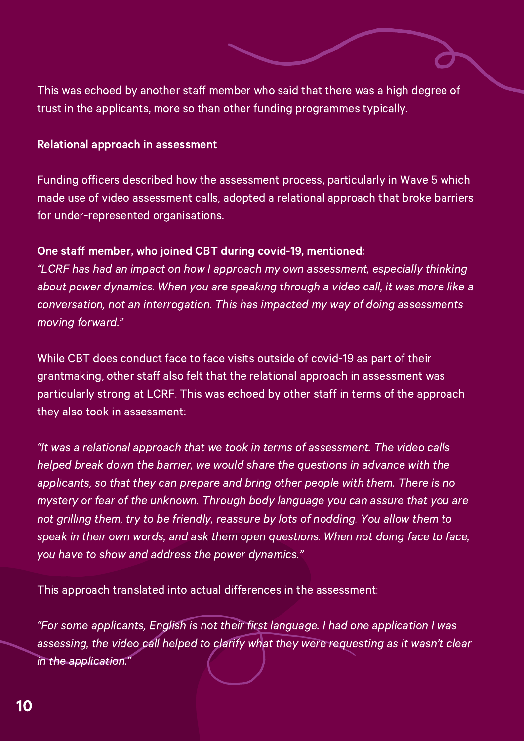This was echoed by another staff member who said that there was a high degree of trust in the applicants, more so than other funding programmes typically.

**Relational approach in assessment**

Funding officers described how the assessment process, particularly in Wave 5 which made use of video assessment calls, adopted a relational approach that broke barriers for under-represented organisations.

**One staff member, who joined CBT during covid-19, mentioned:**

*"LCRF has had an impact on how I approach my own assessment, especially thinking about power dynamics. When you are speaking through a video call, it was more like a conversation, not an interrogation. This has impacted my way of doing assessments moving forward."*

While CBT does conduct face to face visits outside of covid-19 as part of their grantmaking, other staff also felt that the relational approach in assessment was particularly strong at LCRF. This was echoed by other staff in terms of the approach they also took in assessment:

*"It was a relational approach that we took in terms of assessment. The video calls helped break down the barrier, we would share the questions in advance with the applicants, so that they can prepare and bring other people with them. There is no mystery or fear of the unknown. Through body language you can assure that you are not grilling them, try to be friendly, reassure by lots of nodding. You allow them to speak in their own words, and ask them open questions. When not doing face to face, you have to show and address the power dynamics."*

This approach translated into actual differences in the assessment:

*"For some applicants, English is not their first language. I had one application I was assessing, the video call helped to clarify what they were requesting as it wasn't clear in the application."*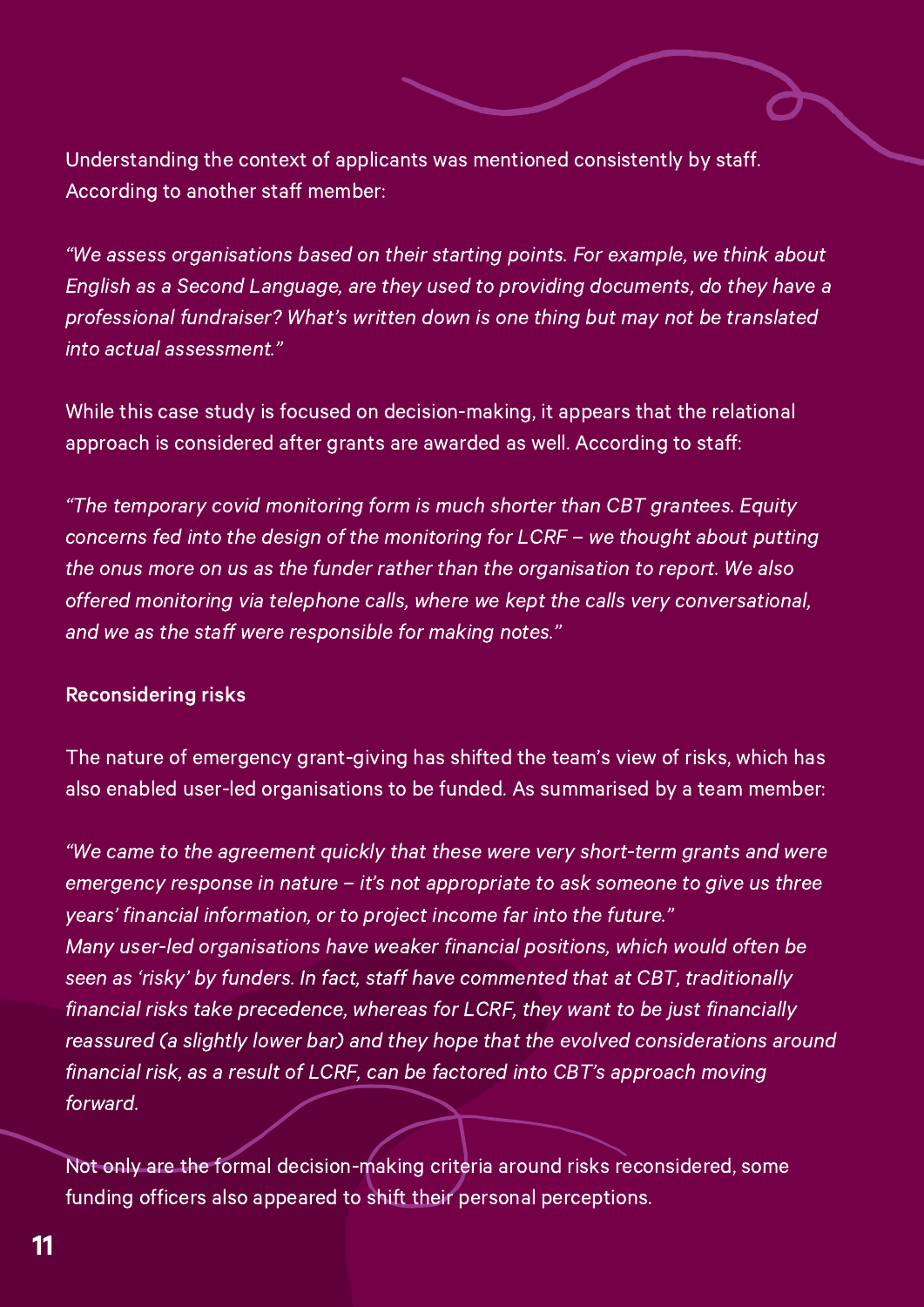Understanding the context of applicants was mentioned consistently by staff. According to another staff member:

*"We assess organisations based on their starting points. For example, we think about English as a Second Language, are they used to providing documents, do they have a professional fundraiser? What's written down is one thing but may not be translated into actual assessment."*

While this case study is focused on decision-making, it appears that the relational approach is considered after grants are awarded as well. According to staff:

*"The temporary covid monitoring form is much shorter than CBT grantees. Equity concerns fed into the design of the monitoring for LCRF – we thought about putting the onus more on us as the funder rather than the organisation to report. We also offered monitoring via telephone calls, where we kept the calls very conversational, and we as the staff were responsible for making notes."*

**Reconsidering risks**

The nature of emergency grant-giving has shifted the team's view of risks, which has also enabled user-led organisations to be funded. As summarised by a team member:

*"We came to the agreement quickly that these were very short-term grants and were emergency response in nature – it's not appropriate to ask someone to give us three years' financial information, or to project income far into the future."*
*Many user-led organisations have weaker financial positions, which would often be seen as 'risky' by funders. In fact, staff have commented that at CBT, traditionally financial risks take precedence, whereas for LCRF, they want to be just financially reassured (a slightly lower bar) and they hope that the evolved considerations around financial risk, as a result of LCRF, can be factored into CBT's approach moving forward.*

Not only are the formal decision-making criteria around risks reconsidered, some funding officers also appeared to shift their personal perceptions.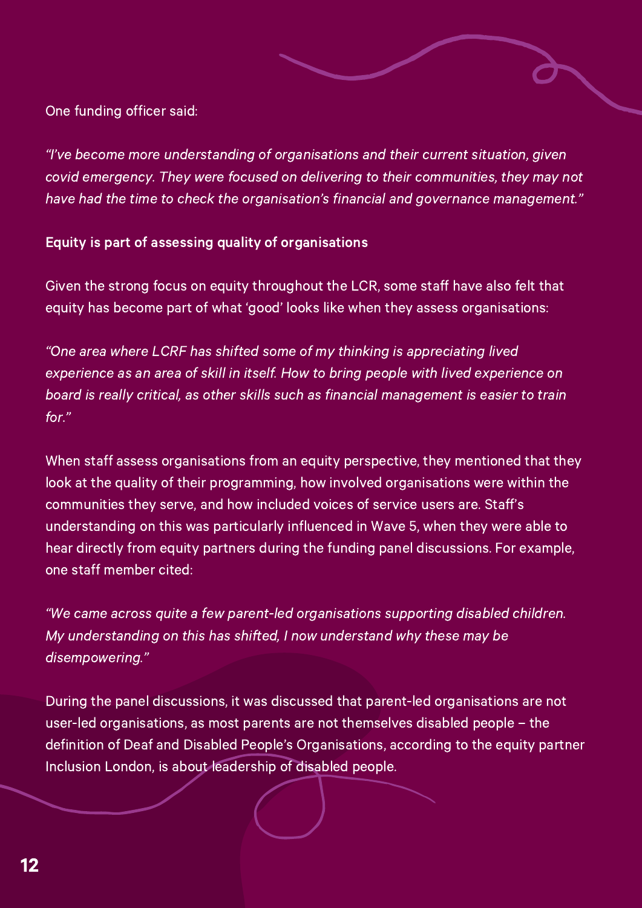One funding officer said:

*"I've become more understanding of organisations and their current situation, given covid emergency. They were focused on delivering to their communities, they may not have had the time to check the organisation's financial and governance management."*

**Equity is part of assessing quality of organisations**

Given the strong focus on equity throughout the LCR, some staff have also felt that equity has become part of what 'good' looks like when they assess organisations:

*"One area where LCRF has shifted some of my thinking is appreciating lived experience as an area of skill in itself. How to bring people with lived experience on board is really critical, as other skills such as financial management is easier to train for."*

When staff assess organisations from an equity perspective, they mentioned that they look at the quality of their programming, how involved organisations were within the communities they serve, and how included voices of service users are. Staff's understanding on this was particularly influenced in Wave 5, when they were able to hear directly from equity partners during the funding panel discussions. For example, one staff member cited:

*"We came across quite a few parent-led organisations supporting disabled children. My understanding on this has shifted, I now understand why these may be disempowering."*

During the panel discussions, it was discussed that parent-led organisations are not user-led organisations, as most parents are not themselves disabled people – the definition of Deaf and Disabled People's Organisations, according to the equity partner Inclusion London, is about leadership of disabled people.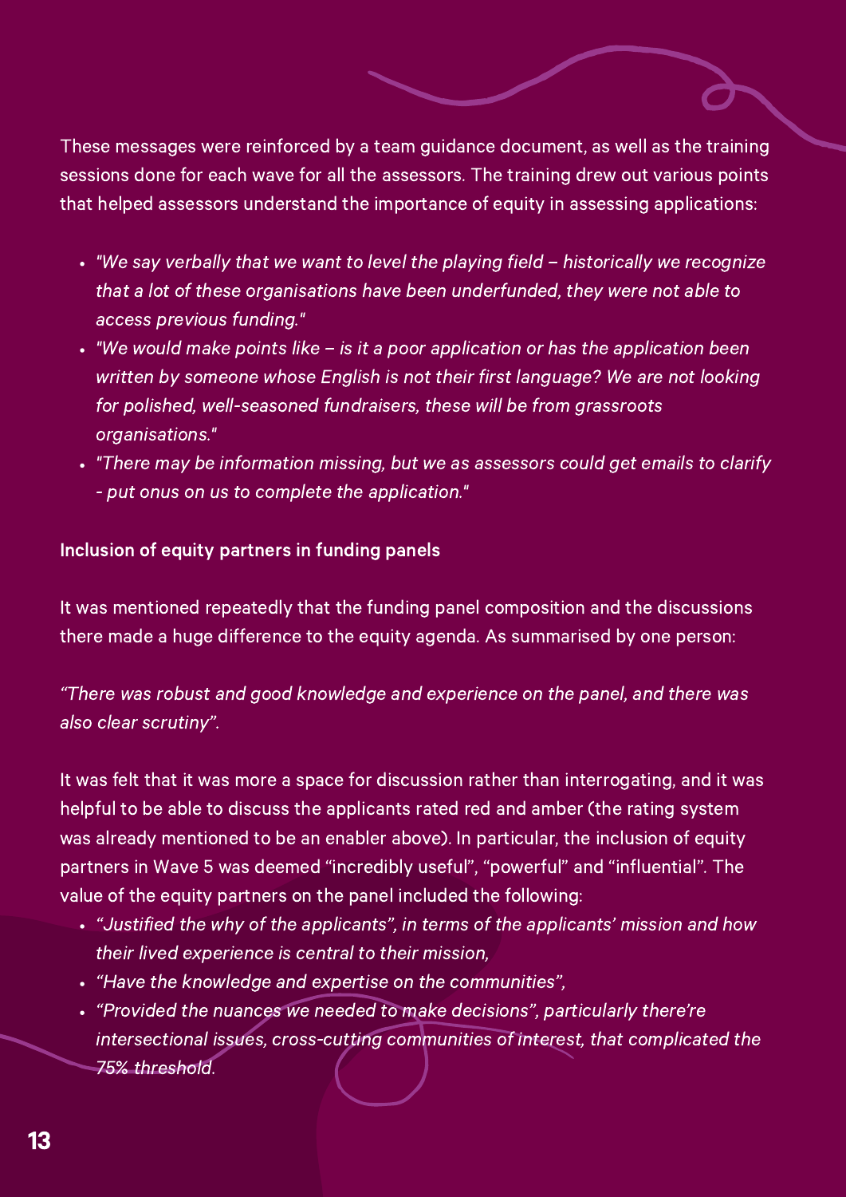These messages were reinforced by a team guidance document, as well as the training sessions done for each wave for all the assessors. The training drew out various points that helped assessors understand the importance of equity in assessing applications:

- *"We say verbally that we want to level the playing field – historically we recognize that a lot of these organisations have been underfunded, they were not able to access previous funding."*
- *"We would make points like – is it a poor application or has the application been written by someone whose English is not their first language? We are not looking for polished, well-seasoned fundraisers, these will be from grassroots organisations."*
- *"There may be information missing, but we as assessors could get emails to clarify - put onus on us to complete the application."*

**Inclusion of equity partners in funding panels**

It was mentioned repeatedly that the funding panel composition and the discussions there made a huge difference to the equity agenda. As summarised by one person:

*"There was robust and good knowledge and experience on the panel, and there was also clear scrutiny".*

It was felt that it was more a space for discussion rather than interrogating, and it was helpful to be able to discuss the applicants rated red and amber (the rating system was already mentioned to be an enabler above). In particular, the inclusion of equity partners in Wave 5 was deemed "incredibly useful", "powerful" and "influential". The value of the equity partners on the panel included the following:

- *"Justified the why of the applicants", in terms of the applicants' mission and how their lived experience is central to their mission,*
- *"Have the knowledge and expertise on the communities",*
- *"Provided the nuances we needed to make decisions", particularly there're intersectional issues, cross-cutting communities of interest, that complicated the 75% threshold.*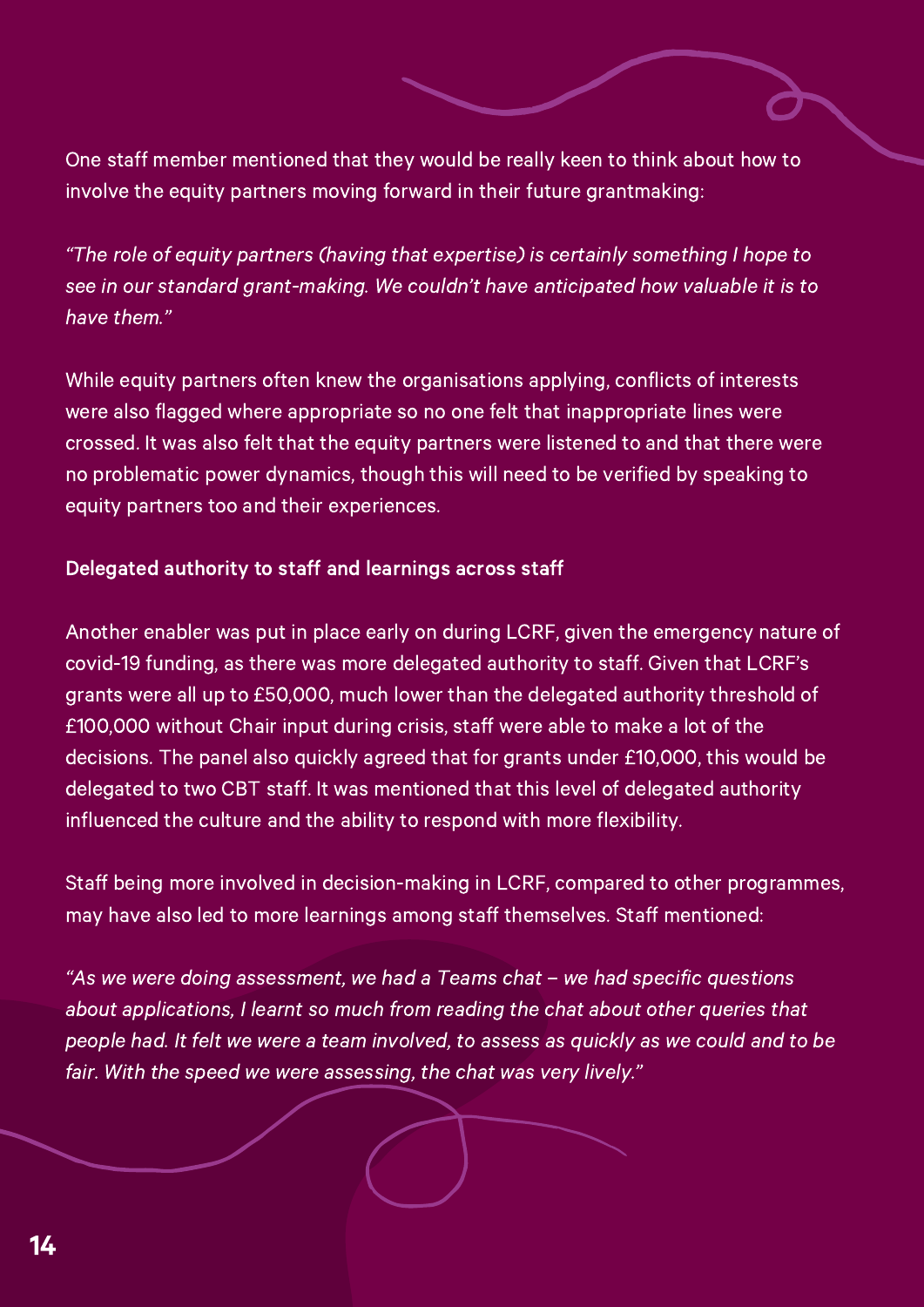One staff member mentioned that they would be really keen to think about how to involve the equity partners moving forward in their future grantmaking:

*"The role of equity partners (having that expertise) is certainly something I hope to see in our standard grant-making. We couldn't have anticipated how valuable it is to have them."*

While equity partners often knew the organisations applying, conflicts of interests were also flagged where appropriate so no one felt that inappropriate lines were crossed. It was also felt that the equity partners were listened to and that there were no problematic power dynamics, though this will need to be verified by speaking to equity partners too and their experiences.

**Delegated authority to staff and learnings across staff**

Another enabler was put in place early on during LCRF, given the emergency nature of covid-19 funding, as there was more delegated authority to staff. Given that LCRF's grants were all up to £50,000, much lower than the delegated authority threshold of £100,000 without Chair input during crisis, staff were able to make a lot of the decisions. The panel also quickly agreed that for grants under £10,000, this would be delegated to two CBT staff. It was mentioned that this level of delegated authority influenced the culture and the ability to respond with more flexibility.

Staff being more involved in decision-making in LCRF, compared to other programmes, may have also led to more learnings among staff themselves. Staff mentioned:

*"As we were doing assessment, we had a Teams chat – we had specific questions about applications, I learnt so much from reading the chat about other queries that people had. It felt we were a team involved, to assess as quickly as we could and to be fair. With the speed we were assessing, the chat was very lively."*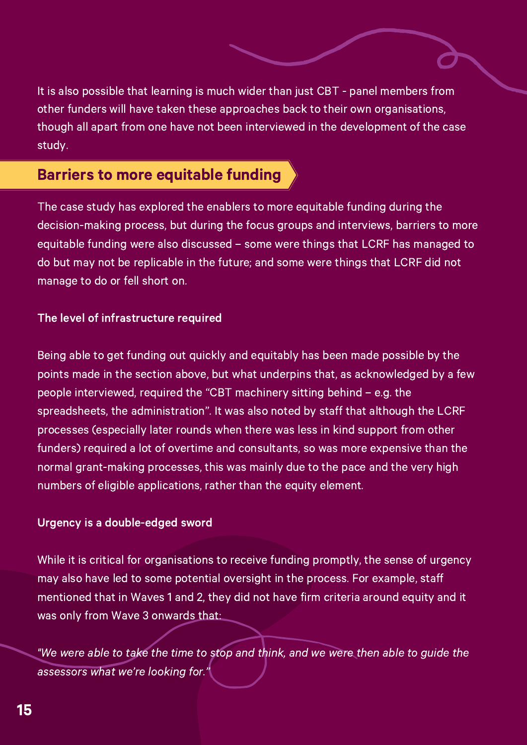It is also possible that learning is much wider than just CBT - panel members from other funders will have taken these approaches back to their own organisations, though all apart from one have not been interviewed in the development of the case study.

## Barriers to more equitable funding

The case study has explored the enablers to more equitable funding during the decision-making process, but during the focus groups and interviews, barriers to more equitable funding were also discussed – some were things that LCRF has managed to do but may not be replicable in the future; and some were things that LCRF did not manage to do or fell short on.

**The level of infrastructure required**

Being able to get funding out quickly and equitably has been made possible by the points made in the section above, but what underpins that, as acknowledged by a few people interviewed, required the "CBT machinery sitting behind – e.g. the spreadsheets, the administration". It was also noted by staff that although the LCRF processes (especially later rounds when there was less in kind support from other funders) required a lot of overtime and consultants, so was more expensive than the normal grant-making processes, this was mainly due to the pace and the very high numbers of eligible applications, rather than the equity element.

**Urgency is a double-edged sword**

While it is critical for organisations to receive funding promptly, the sense of urgency may also have led to some potential oversight in the process. For example, staff mentioned that in Waves 1 and 2, they did not have firm criteria around equity and it was only from Wave 3 onwards that:

*"We were able to take the time to stop and think, and we were then able to guide the assessors what we're looking for."*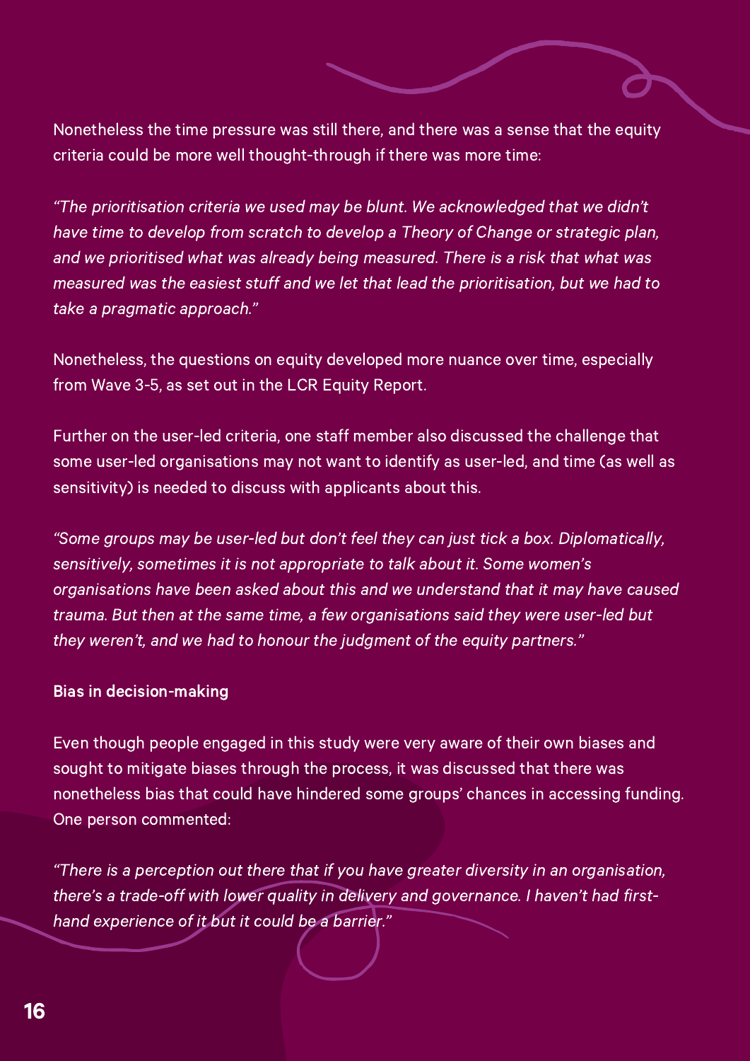Nonetheless the time pressure was still there, and there was a sense that the equity criteria could be more well thought-through if there was more time:

*"The prioritisation criteria we used may be blunt. We acknowledged that we didn't have time to develop from scratch to develop a Theory of Change or strategic plan, and we prioritised what was already being measured. There is a risk that what was measured was the easiest stuff and we let that lead the prioritisation, but we had to take a pragmatic approach."*

Nonetheless, the questions on equity developed more nuance over time, especially from Wave 3-5, as set out in the LCR Equity Report.

Further on the user-led criteria, one staff member also discussed the challenge that some user-led organisations may not want to identify as user-led, and time (as well as sensitivity) is needed to discuss with applicants about this.

*"Some groups may be user-led but don't feel they can just tick a box. Diplomatically, sensitively, sometimes it is not appropriate to talk about it. Some women's organisations have been asked about this and we understand that it may have caused trauma. But then at the same time, a few organisations said they were user-led but they weren't, and we had to honour the judgment of the equity partners."*

### Bias in decision-making

Even though people engaged in this study were very aware of their own biases and sought to mitigate biases through the process, it was discussed that there was nonetheless bias that could have hindered some groups' chances in accessing funding. One person commented:

*"There is a perception out there that if you have greater diversity in an organisation, there's a trade-off with lower quality in delivery and governance. I haven't had first-hand experience of it but it could be a barrier."*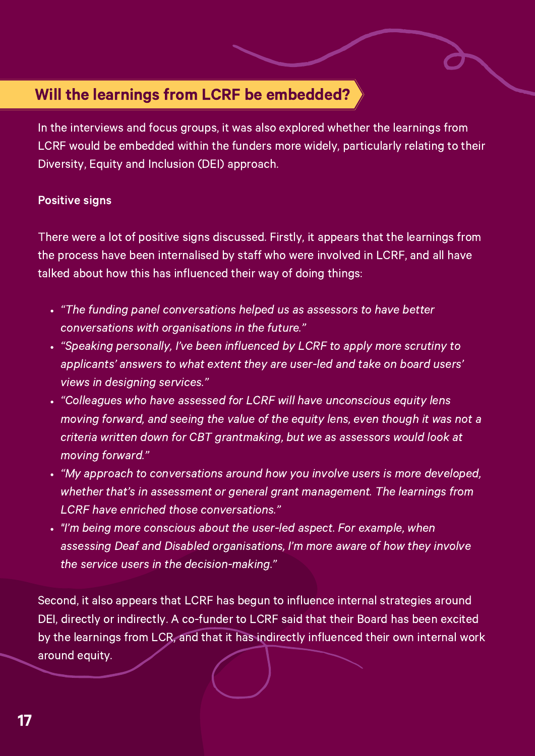## Will the learnings from LCRF be embedded?

In the interviews and focus groups, it was also explored whether the learnings from LCRF would be embedded within the funders more widely, particularly relating to their Diversity, Equity and Inclusion (DEI) approach.

**Positive signs**

There were a lot of positive signs discussed. Firstly, it appears that the learnings from the process have been internalised by staff who were involved in LCRF, and all have talked about how this has influenced their way of doing things:

- *"The funding panel conversations helped us as assessors to have better conversations with organisations in the future."*
- *"Speaking personally, I've been influenced by LCRF to apply more scrutiny to applicants' answers to what extent they are user-led and take on board users' views in designing services."*
- *"Colleagues who have assessed for LCRF will have unconscious equity lens moving forward, and seeing the value of the equity lens, even though it was not a criteria written down for CBT grantmaking, but we as assessors would look at moving forward."*
- *"My approach to conversations around how you involve users is more developed, whether that's in assessment or general grant management. The learnings from LCRF have enriched those conversations."*
- *"I'm being more conscious about the user-led aspect. For example, when assessing Deaf and Disabled organisations, I'm more aware of how they involve the service users in the decision-making."*

Second, it also appears that LCRF has begun to influence internal strategies around DEI, directly or indirectly. A co-funder to LCRF said that their Board has been excited by the learnings from LCR, and that it has indirectly influenced their own internal work around equity.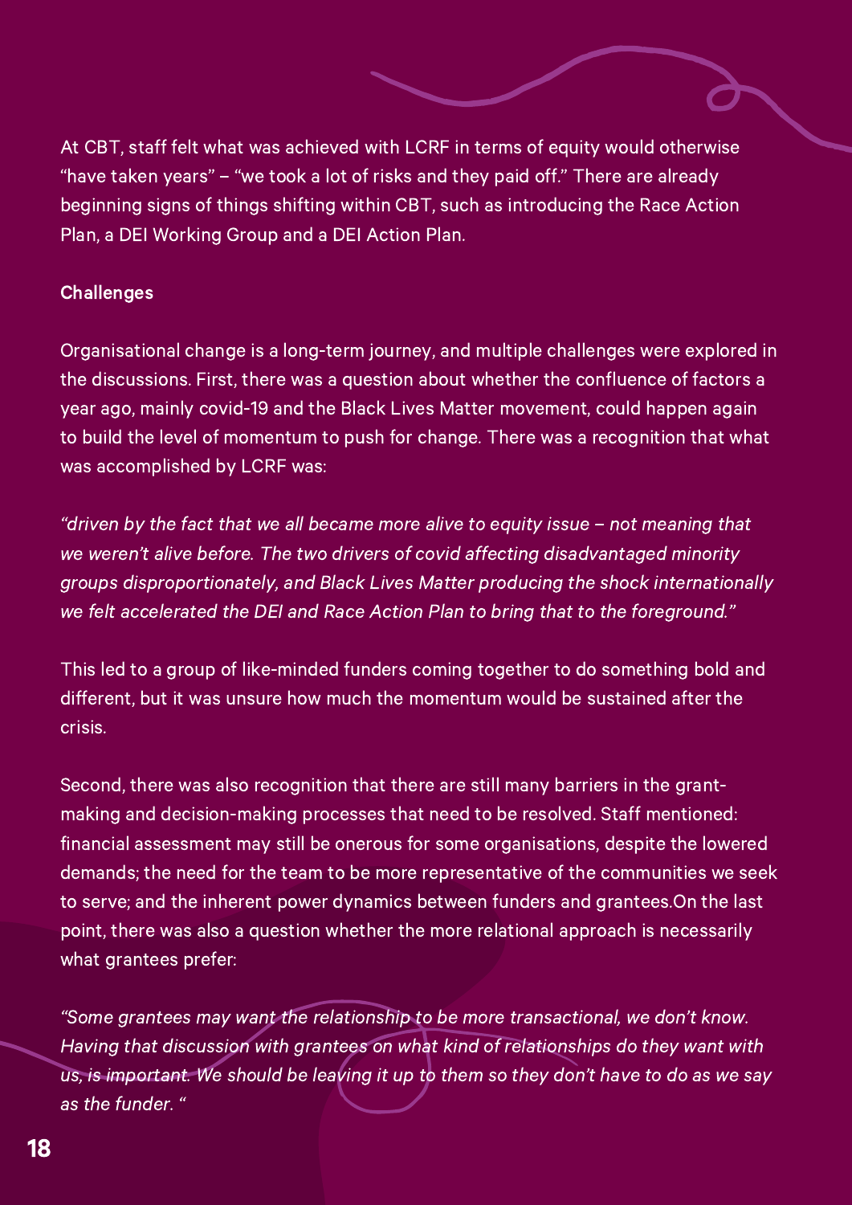At CBT, staff felt what was achieved with LCRF in terms of equity would otherwise "have taken years" – "we took a lot of risks and they paid off." There are already beginning signs of things shifting within CBT, such as introducing the Race Action Plan, a DEI Working Group and a DEI Action Plan.

**Challenges**

Organisational change is a long-term journey, and multiple challenges were explored in the discussions. First, there was a question about whether the confluence of factors a year ago, mainly covid-19 and the Black Lives Matter movement, could happen again to build the level of momentum to push for change. There was a recognition that what was accomplished by LCRF was:

*"driven by the fact that we all became more alive to equity issue – not meaning that we weren't alive before. The two drivers of covid affecting disadvantaged minority groups disproportionately, and Black Lives Matter producing the shock internationally we felt accelerated the DEI and Race Action Plan to bring that to the foreground."*

This led to a group of like-minded funders coming together to do something bold and different, but it was unsure how much the momentum would be sustained after the crisis.

Second, there was also recognition that there are still many barriers in the grant-making and decision-making processes that need to be resolved. Staff mentioned: financial assessment may still be onerous for some organisations, despite the lowered demands; the need for the team to be more representative of the communities we seek to serve; and the inherent power dynamics between funders and grantees.On the last point, there was also a question whether the more relational approach is necessarily what grantees prefer:

*"Some grantees may want the relationship to be more transactional, we don't know. Having that discussion with grantees on what kind of relationships do they want with us, is important. We should be leaving it up to them so they don't have to do as we say as the funder. "*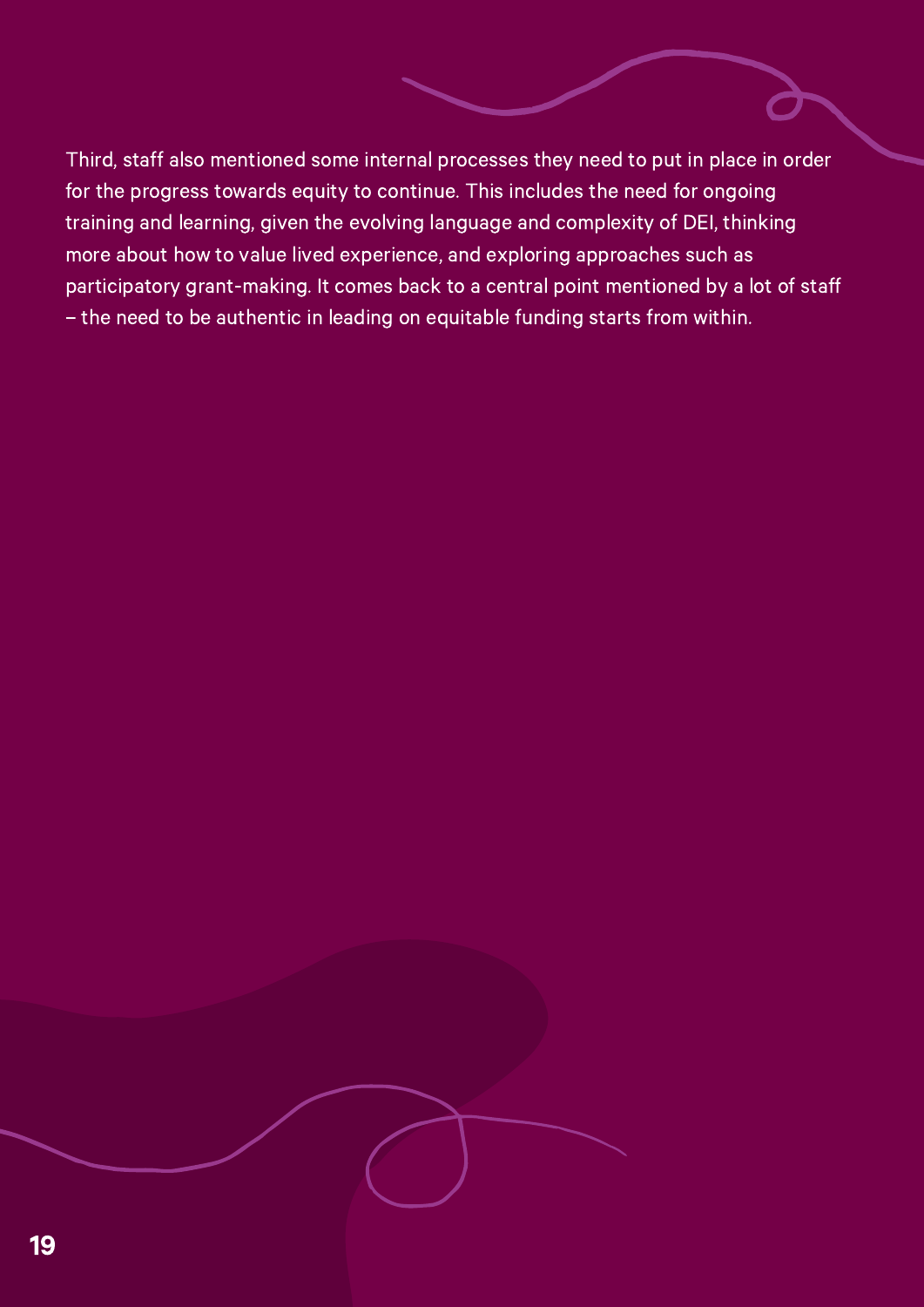Third, staff also mentioned some internal processes they need to put in place in order for the progress towards equity to continue. This includes the need for ongoing training and learning, given the evolving language and complexity of DEI, thinking more about how to value lived experience, and exploring approaches such as participatory grant-making. It comes back to a central point mentioned by a lot of staff – the need to be authentic in leading on equitable funding starts from within.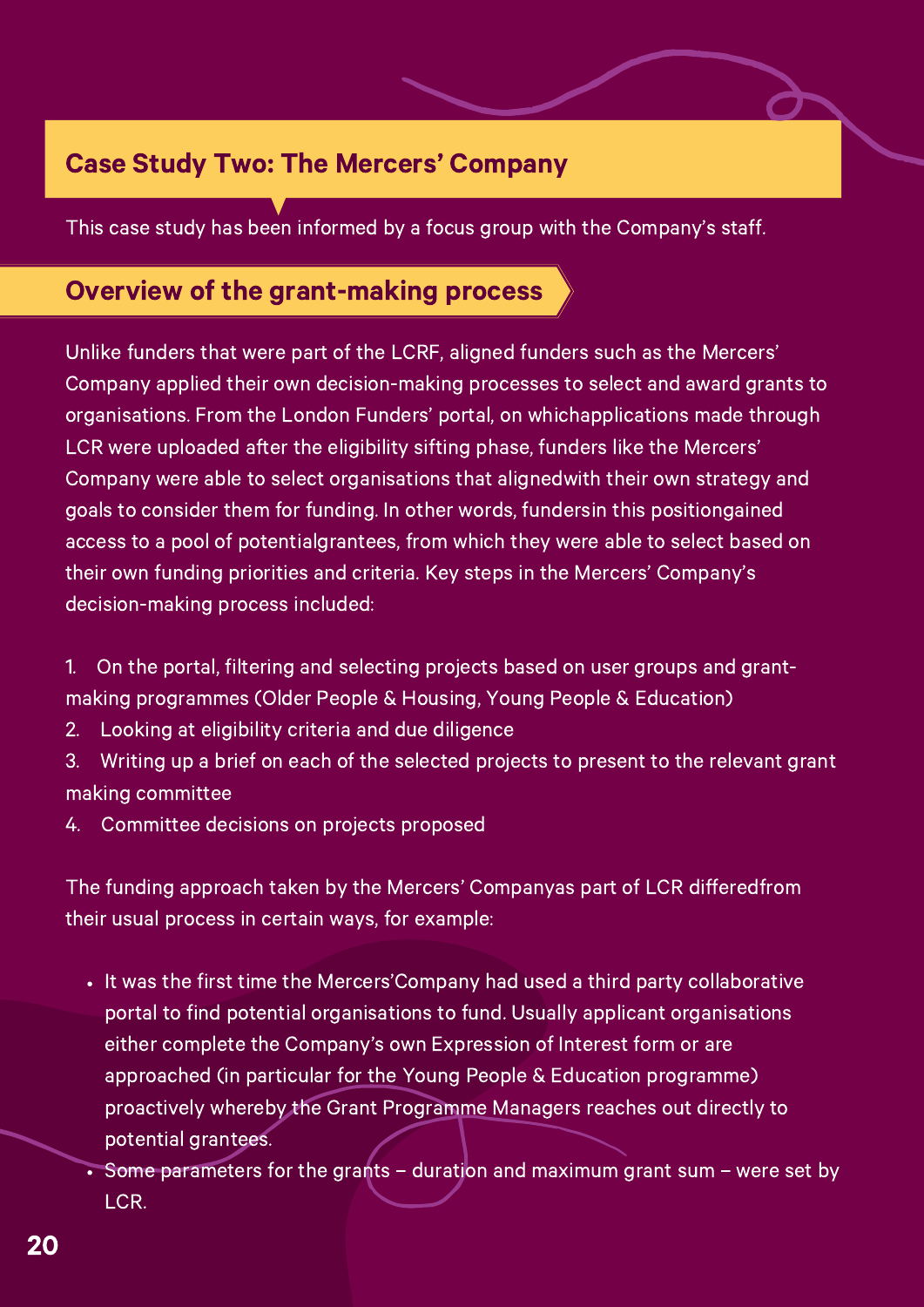## Case Study Two: The Mercers' Company

This case study has been informed by a focus group with the Company's staff.

### Overview of the grant-making process

Unlike funders that were part of the LCRF, aligned funders such as the Mercers' Company applied their own decision-making processes to select and award grants to organisations. From the London Funders' portal, on whichapplications made through LCR were uploaded after the eligibility sifting phase, funders like the Mercers' Company were able to select organisations that alignedwith their own strategy and goals to consider them for funding. In other words, fundersin this positiongained access to a pool of potentialgrantees, from which they were able to select based on their own funding priorities and criteria. Key steps in the Mercers' Company's decision-making process included:

1. On the portal, filtering and selecting projects based on user groups and grant-making programmes (Older People & Housing, Young People & Education)
2. Looking at eligibility criteria and due diligence
3. Writing up a brief on each of the selected projects to present to the relevant grant making committee
4. Committee decisions on projects proposed

The funding approach taken by the Mercers' Companyas part of LCR differedfrom their usual process in certain ways, for example:

- It was the first time the Mercers'Company had used a third party collaborative portal to find potential organisations to fund. Usually applicant organisations either complete the Company's own Expression of Interest form or are approached (in particular for the Young People & Education programme) proactively whereby the Grant Programme Managers reaches out directly to potential grantees.
- Some parameters for the grants – duration and maximum grant sum – were set by LCR.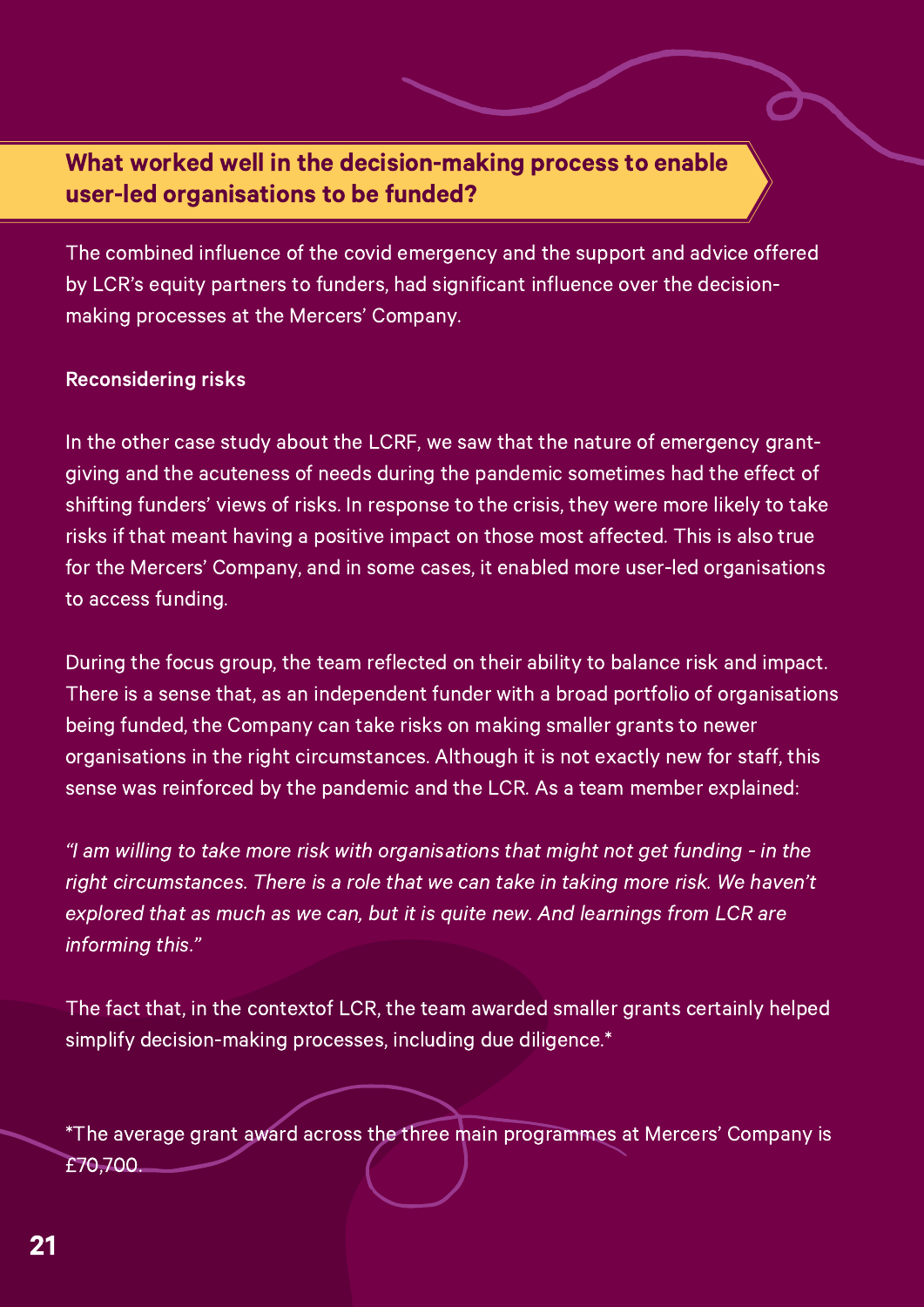## What worked well in the decision-making process to enable user-led organisations to be funded?

The combined influence of the covid emergency and the support and advice offered by LCR's equity partners to funders, had significant influence over the decision-making processes at the Mercers' Company.

**Reconsidering risks**

In the other case study about the LCRF, we saw that the nature of emergency grant-giving and the acuteness of needs during the pandemic sometimes had the effect of shifting funders' views of risks. In response to the crisis, they were more likely to take risks if that meant having a positive impact on those most affected. This is also true for the Mercers' Company, and in some cases, it enabled more user-led organisations to access funding.

During the focus group, the team reflected on their ability to balance risk and impact. There is a sense that, as an independent funder with a broad portfolio of organisations being funded, the Company can take risks on making smaller grants to newer organisations in the right circumstances. Although it is not exactly new for staff, this sense was reinforced by the pandemic and the LCR. As a team member explained:

*"I am willing to take more risk with organisations that might not get funding - in the right circumstances. There is a role that we can take in taking more risk. We haven't explored that as much as we can, but it is quite new. And learnings from LCR are informing this."*

The fact that, in the contextof LCR, the team awarded smaller grants certainly helped simplify decision-making processes, including due diligence.*

*The average grant award across the three main programmes at Mercers' Company is £70,700.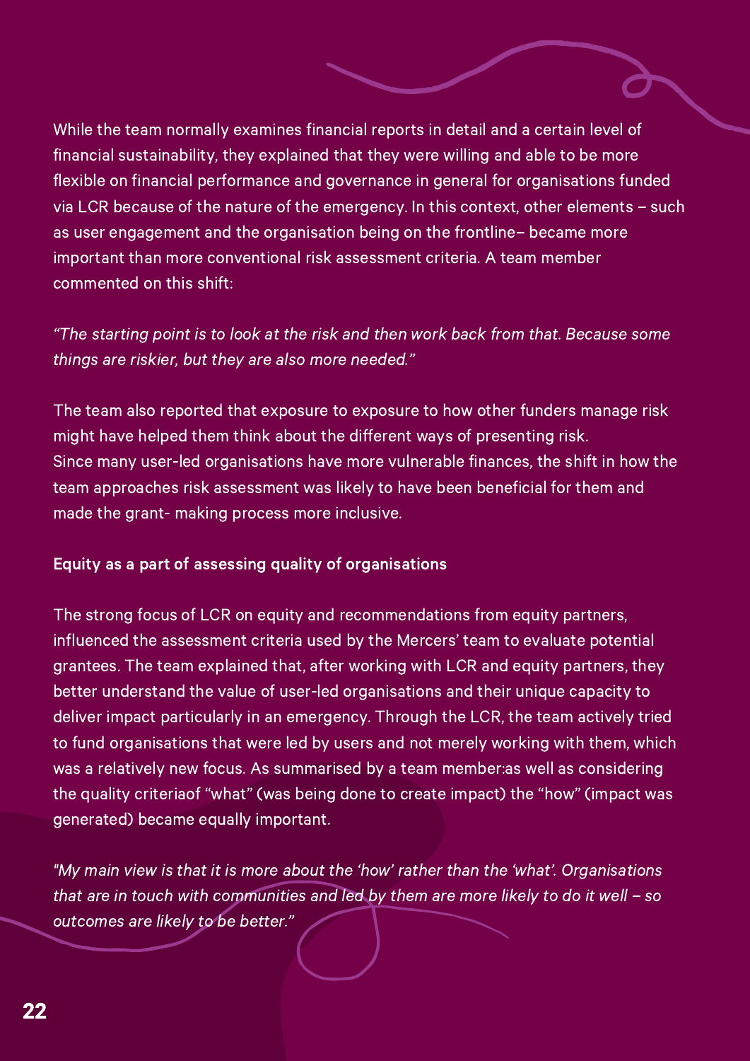While the team normally examines financial reports in detail and a certain level of financial sustainability, they explained that they were willing and able to be more flexible on financial performance and governance in general for organisations funded via LCR because of the nature of the emergency. In this context, other elements – such as user engagement and the organisation being on the frontline– became more important than more conventional risk assessment criteria. A team member commented on this shift:

*"The starting point is to look at the risk and then work back from that. Because some things are riskier, but they are also more needed."*

The team also reported that exposure to exposure to how other funders manage risk might have helped them think about the different ways of presenting risk. Since many user-led organisations have more vulnerable finances, the shift in how the team approaches risk assessment was likely to have been beneficial for them and made the grant- making process more inclusive.

**Equity as a part of assessing quality of organisations**

The strong focus of LCR on equity and recommendations from equity partners, influenced the assessment criteria used by the Mercers' team to evaluate potential grantees. The team explained that, after working with LCR and equity partners, they better understand the value of user-led organisations and their unique capacity to deliver impact particularly in an emergency. Through the LCR, the team actively tried to fund organisations that were led by users and not merely working with them, which was a relatively new focus. As summarised by a team member:as well as considering the quality criteriaof "what" (was being done to create impact) the "how" (impact was generated) became equally important.

*"My main view is that it is more about the 'how' rather than the 'what'. Organisations that are in touch with communities and led by them are more likely to do it well – so outcomes are likely to be better."*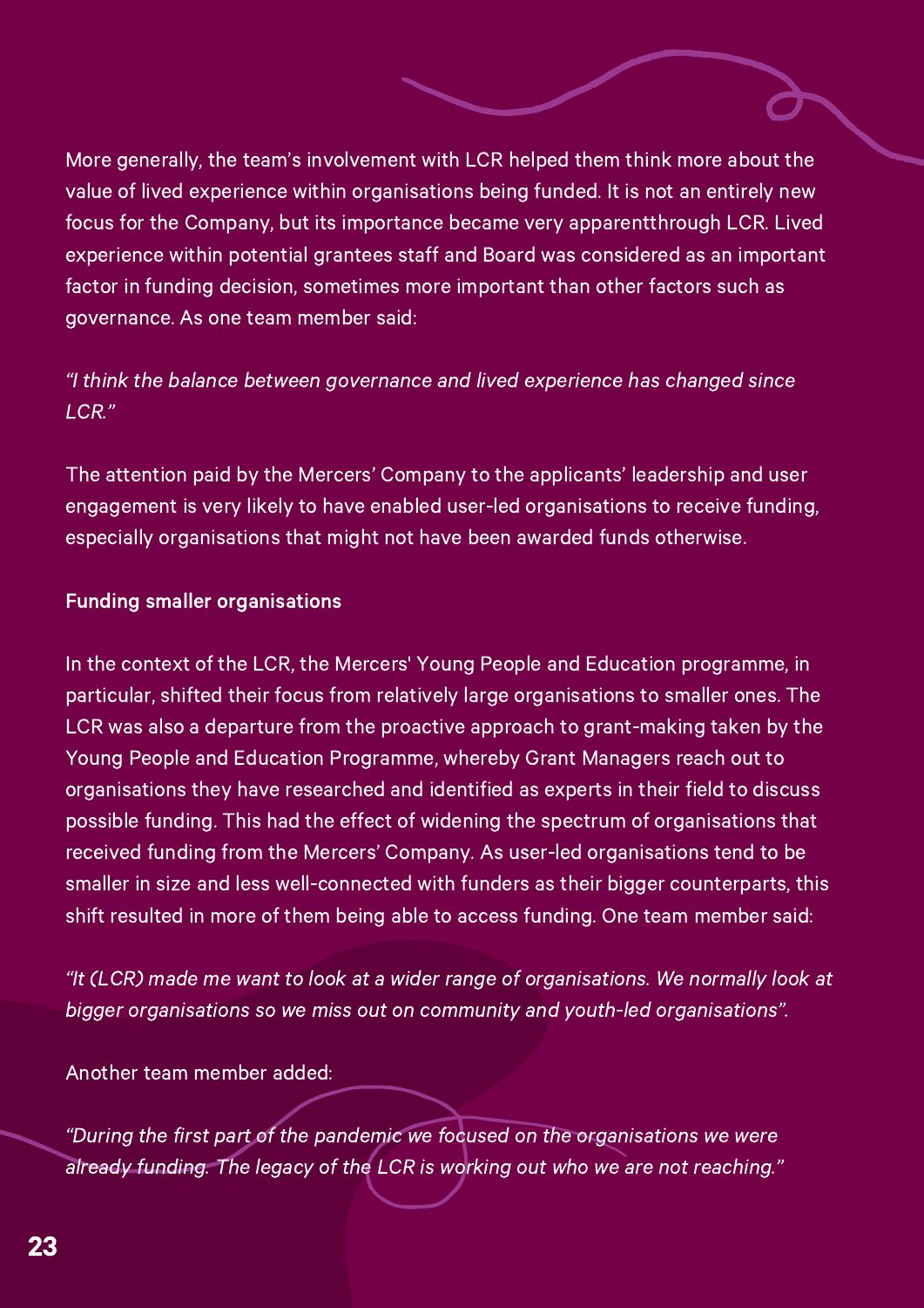More generally, the team's involvement with LCR helped them think more about the value of lived experience within organisations being funded. It is not an entirely new focus for the Company, but its importance became very apparentthrough LCR. Lived experience within potential grantees staff and Board was considered as an important factor in funding decision, sometimes more important than other factors such as governance. As one team member said:

*"I think the balance between governance and lived experience has changed since LCR."*

The attention paid by the Mercers' Company to the applicants' leadership and user engagement is very likely to have enabled user-led organisations to receive funding, especially organisations that might not have been awarded funds otherwise.

**Funding smaller organisations**

In the context of the LCR, the Mercers' Young People and Education programme, in particular, shifted their focus from relatively large organisations to smaller ones. The LCR was also a departure from the proactive approach to grant-making taken by the Young People and Education Programme, whereby Grant Managers reach out to organisations they have researched and identified as experts in their field to discuss possible funding. This had the effect of widening the spectrum of organisations that received funding from the Mercers' Company. As user-led organisations tend to be smaller in size and less well-connected with funders as their bigger counterparts, this shift resulted in more of them being able to access funding. One team member said:

*"It (LCR) made me want to look at a wider range of organisations. We normally look at bigger organisations so we miss out on community and youth-led organisations".*

Another team member added:

*"During the first part of the pandemic we focused on the organisations we were already funding. The legacy of the LCR is working out who we are not reaching."*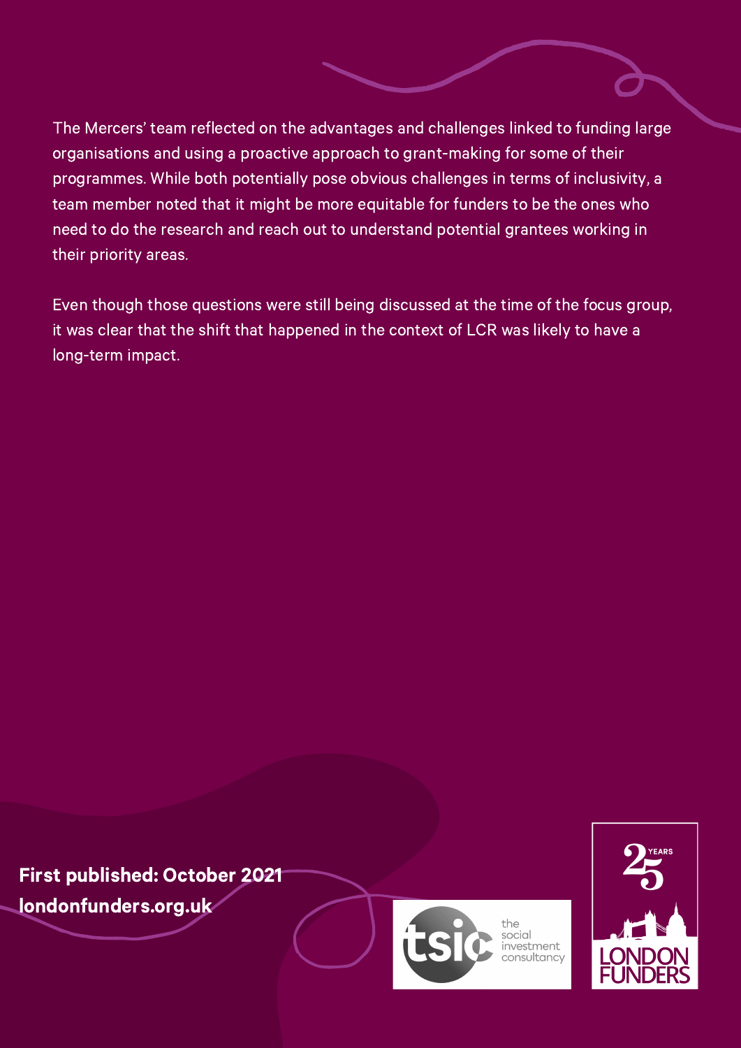The Mercers' team reflected on the advantages and challenges linked to funding large organisations and using a proactive approach to grant-making for some of their programmes. While both potentially pose obvious challenges in terms of inclusivity, a team member noted that it might be more equitable for funders to be the ones who need to do the research and reach out to understand potential grantees working in their priority areas.

Even though those questions were still being discussed at the time of the focus group, it was clear that the shift that happened in the context of LCR was likely to have a long-term impact.

**First published: October 2021**
**londonfunders.org.uk**